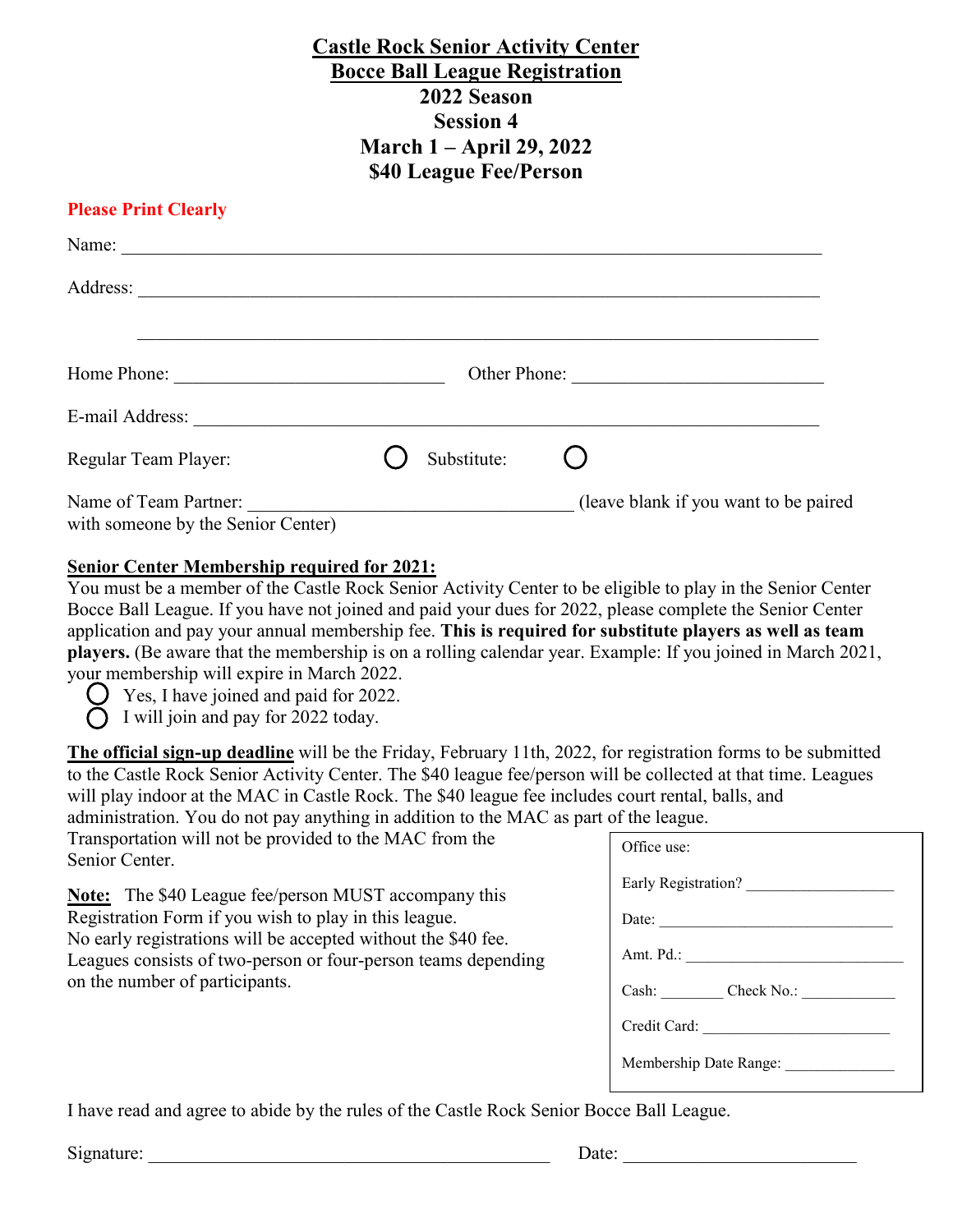# Castle Rock Senior Activity Center
# Bocce Ball League Registration
## 2022 Season
## Session 4
## March 1 – April 29, 2022
## $40 League Fee/Person

**Please Print Clearly**

Name: ______________________________________________________________________________

Address: ____________________________________________________________________________

____________________________________________________________________________

Home Phone: ______________________________ Other Phone: ____________________________

E-mail Address: _______________________________________________________________________

Regular Team Player: ○ Substitute: ○

Name of Team Partner: ____________________________________ (leave blank if you want to be paired with someone by the Senior Center)

**Senior Center Membership required for 2021:**
You must be a member of the Castle Rock Senior Activity Center to be eligible to play in the Senior Center Bocce Ball League. If you have not joined and paid your dues for 2022, please complete the Senior Center application and pay your annual membership fee. **This is required for substitute players as well as team players.** (Be aware that the membership is on a rolling calendar year. Example: If you joined in March 2021, your membership will expire in March 2022.

- ○ Yes, I have joined and paid for 2022.
- ○ I will join and pay for 2022 today.

**The official sign-up deadline** will be the Friday, February 11th, 2022, for registration forms to be submitted to the Castle Rock Senior Activity Center. The $40 league fee/person will be collected at that time. Leagues will play indoor at the MAC in Castle Rock. The $40 league fee includes court rental, balls, and administration. You do not pay anything in addition to the MAC as part of the league. Transportation will not be provided to the MAC from the Senior Center.

**Note:** The $40 League fee/person MUST accompany this Registration Form if you wish to play in this league. No early registrations will be accepted without the $40 fee. Leagues consists of two-person or four-person teams depending on the number of participants.

Office use:

Early Registration? __________________

Date: ______________________________

Amt. Pd.: ___________________________

Cash: ________ Check No.: ____________

Credit Card: ________________________

Membership Date Range: ______________

I have read and agree to abide by the rules of the Castle Rock Senior Bocce Ball League.

Signature: _____________________________________________ Date: __________________________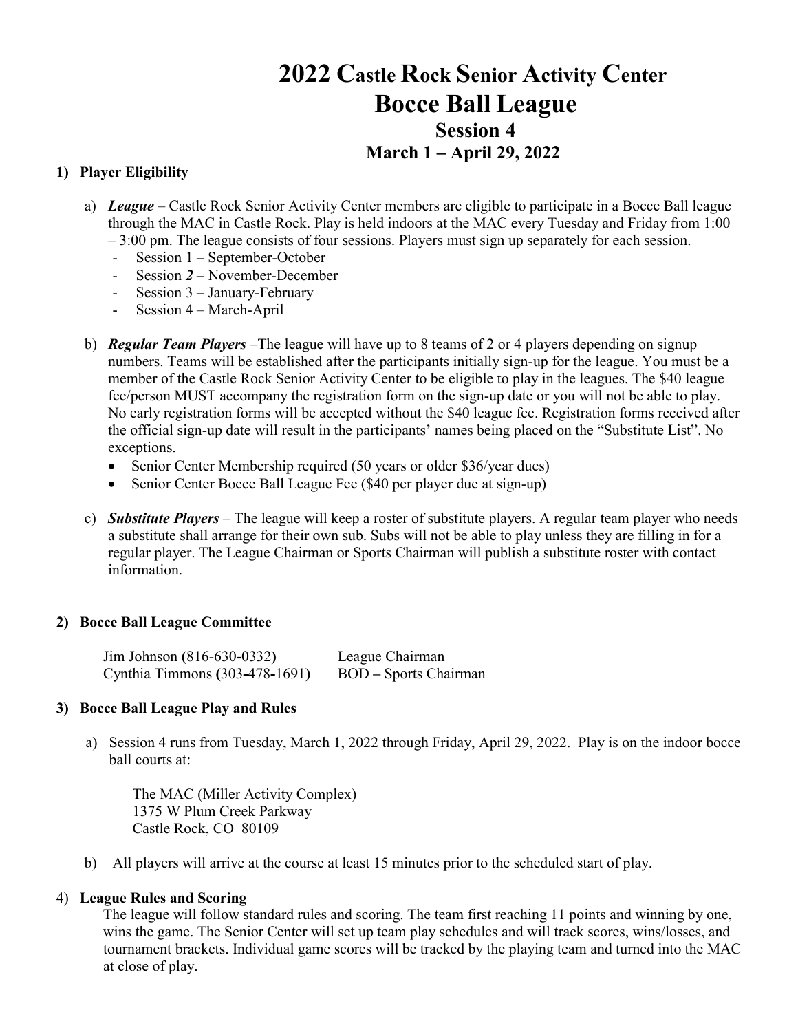# 2022 Castle Rock Senior Activity Center
# Bocce Ball League
## Session 4
## March 1 – April 29, 2022

**1) Player Eligibility**

a) ***League*** – Castle Rock Senior Activity Center members are eligible to participate in a Bocce Ball league through the MAC in Castle Rock. Play is held indoors at the MAC every Tuesday and Friday from 1:00 – 3:00 pm. The league consists of four sessions. Players must sign up separately for each session.
   - Session 1 – September-October
   - Session ***2*** – November-December
   - Session 3 – January-February
   - Session 4 – March-April

b) ***Regular Team Players*** –The league will have up to 8 teams of 2 or 4 players depending on signup numbers. Teams will be established after the participants initially sign-up for the league. You must be a member of the Castle Rock Senior Activity Center to be eligible to play in the leagues. The $40 league fee/person MUST accompany the registration form on the sign-up date or you will not be able to play. No early registration forms will be accepted without the $40 league fee. Registration forms received after the official sign-up date will result in the participants' names being placed on the "Substitute List". No exceptions.
   - Senior Center Membership required (50 years or older $36/year dues)
   - Senior Center Bocce Ball League Fee ($40 per player due at sign-up)

c) ***Substitute Players*** – The league will keep a roster of substitute players. A regular team player who needs a substitute shall arrange for their own sub. Subs will not be able to play unless they are filling in for a regular player. The League Chairman or Sports Chairman will publish a substitute roster with contact information.

**2) Bocce Ball League Committee**

| | |
|---|---|
| Jim Johnson **(**816**-**630**-**0332**)** | League Chairman |
| Cynthia Timmons **(**303**-**478**-**1691**)** | BOD **–** Sports Chairman |

**3) Bocce Ball League Play and Rules**

a) Session 4 runs from Tuesday, March 1, 2022 through Friday, April 29, 2022. Play is on the indoor bocce ball courts at:

The MAC (Miller Activity Complex)
1375 W Plum Creek Parkway
Castle Rock, CO 80109

b) All players will arrive at the course <u>at least 15 minutes prior to the scheduled start of play</u>.

4) **League Rules and Scoring**

The league will follow standard rules and scoring. The team first reaching 11 points and winning by one, wins the game. The Senior Center will set up team play schedules and will track scores, wins/losses, and tournament brackets. Individual game scores will be tracked by the playing team and turned into the MAC at close of play.